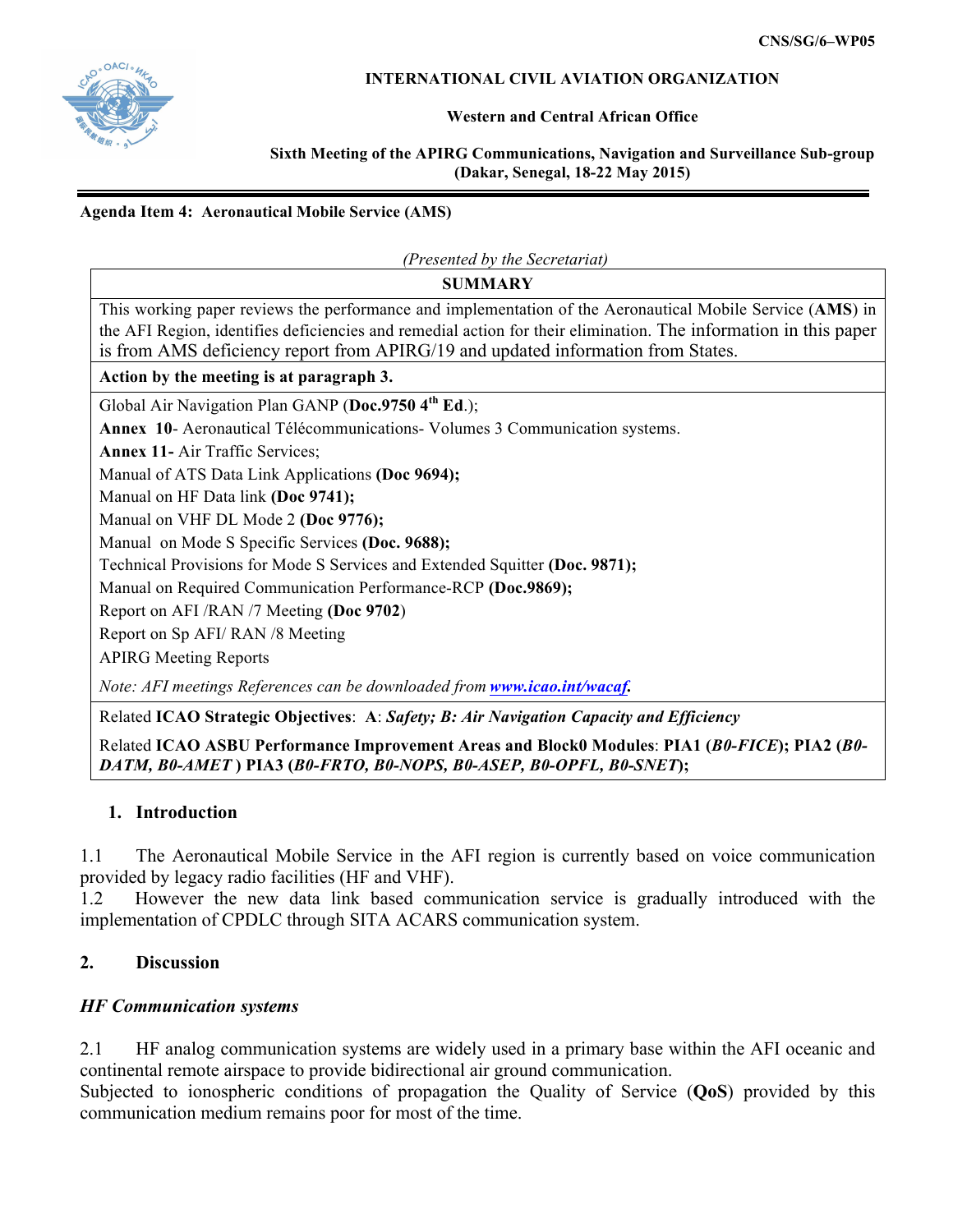CNS/SG/6–WP05

**INTERNATIONAL CIVIL AVIATION ORGANIZATION**

**Western and Central African Office**

**Sixth Meeting of the APIRG Communications, Navigation and Surveillance Sub-group (Dakar, Senegal, 18-22 May 2015)**

**Agenda Item 4: Aeronautical Mobile Service (AMS)**

*(Presented by the Secretariat)*

| **SUMMARY** |
|---|
| This working paper reviews the performance and implementation of the Aeronautical Mobile Service (**AMS**) in the AFI Region, identifies deficiencies and remedial action for their elimination. The information in this paper is from AMS deficiency report from APIRG/19 and updated information from States. |
| **Action by the meeting is at paragraph 3.** |
| Global Air Navigation Plan GANP (**Doc.9750 4th Ed**.);<br>**Annex 10**- Aeronautical Télécommunications- Volumes 3 Communication systems.<br>**Annex 11-** Air Traffic Services;<br>Manual of ATS Data Link Applications **(Doc 9694);**<br>Manual on HF Data link **(Doc 9741);**<br>Manual on VHF DL Mode 2 **(Doc 9776);**<br>Manual on Mode S Specific Services **(Doc. 9688);**<br>Technical Provisions for Mode S Services and Extended Squitter **(Doc. 9871);**<br>Manual on Required Communication Performance-RCP **(Doc.9869);**<br>Report on AFI /RAN /7 Meeting **(Doc 9702**)<br>Report on Sp AFI/ RAN /8 Meeting<br>APIRG Meeting Reports<br>*Note: AFI meetings References can be downloaded from* ***www.icao.int/wacaf.*** |
| Related **ICAO Strategic Objectives**: **A**: ***Safety; B: Air Navigation Capacity and Efficiency***<br>Related **ICAO ASBU Performance Improvement Areas and Block0 Modules**: **PIA1 (*B0-FICE*); PIA2 (*B0-DATM, B0-AMET* ) PIA3 (*B0-FRTO, B0-NOPS, B0-ASEP, B0-OPFL, B0-SNET*);** |

## 1. Introduction

1.1 The Aeronautical Mobile Service in the AFI region is currently based on voice communication provided by legacy radio facilities (HF and VHF).

1.2 However the new data link based communication service is gradually introduced with the implementation of CPDLC through SITA ACARS communication system.

## 2. Discussion

### *HF Communication systems*

2.1 HF analog communication systems are widely used in a primary base within the AFI oceanic and continental remote airspace to provide bidirectional air ground communication.

Subjected to ionospheric conditions of propagation the Quality of Service (**QoS**) provided by this communication medium remains poor for most of the time.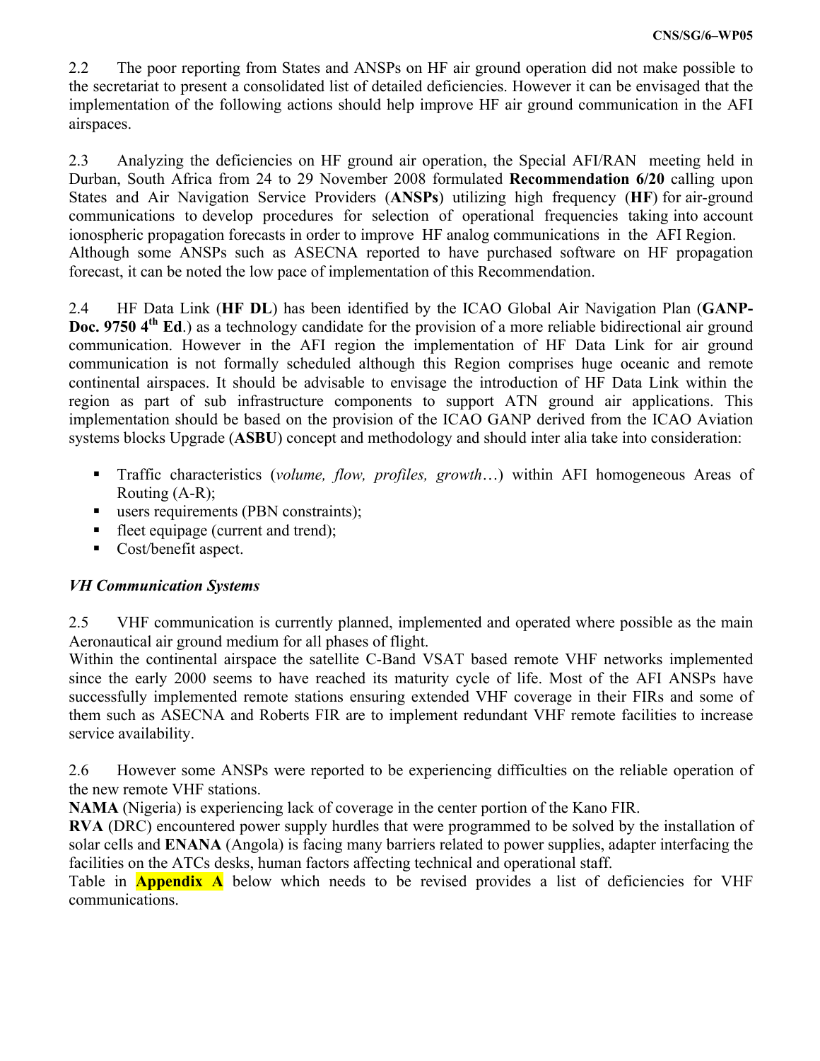2.2 The poor reporting from States and ANSPs on HF air ground operation did not make possible to the secretariat to present a consolidated list of detailed deficiencies. However it can be envisaged that the implementation of the following actions should help improve HF air ground communication in the AFI airspaces.

2.3 Analyzing the deficiencies on HF ground air operation, the Special AFI/RAN meeting held in Durban, South Africa from 24 to 29 November 2008 formulated **Recommendation 6/20** calling upon States and Air Navigation Service Providers (**ANSPs**) utilizing high frequency (**HF**) for air-ground communications to develop procedures for selection of operational frequencies taking into account ionospheric propagation forecasts in order to improve HF analog communications in the AFI Region. Although some ANSPs such as ASECNA reported to have purchased software on HF propagation forecast, it can be noted the low pace of implementation of this Recommendation.

2.4 HF Data Link (**HF DL**) has been identified by the ICAO Global Air Navigation Plan (**GANP-Doc. 9750 4th Ed**.) as a technology candidate for the provision of a more reliable bidirectional air ground communication. However in the AFI region the implementation of HF Data Link for air ground communication is not formally scheduled although this Region comprises huge oceanic and remote continental airspaces. It should be advisable to envisage the introduction of HF Data Link within the region as part of sub infrastructure components to support ATN ground air applications. This implementation should be based on the provision of the ICAO GANP derived from the ICAO Aviation systems blocks Upgrade (**ASBU**) concept and methodology and should inter alia take into consideration:

- Traffic characteristics (*volume, flow, profiles, growth*…) within AFI homogeneous Areas of Routing (A-R);
- users requirements (PBN constraints);
- fleet equipage (current and trend);
- Cost/benefit aspect.

### *VH Communication Systems*

2.5 VHF communication is currently planned, implemented and operated where possible as the main Aeronautical air ground medium for all phases of flight.
Within the continental airspace the satellite C-Band VSAT based remote VHF networks implemented since the early 2000 seems to have reached its maturity cycle of life. Most of the AFI ANSPs have successfully implemented remote stations ensuring extended VHF coverage in their FIRs and some of them such as ASECNA and Roberts FIR are to implement redundant VHF remote facilities to increase service availability.

2.6 However some ANSPs were reported to be experiencing difficulties on the reliable operation of the new remote VHF stations.
**NAMA** (Nigeria) is experiencing lack of coverage in the center portion of the Kano FIR.
**RVA** (DRC) encountered power supply hurdles that were programmed to be solved by the installation of solar cells and **ENANA** (Angola) is facing many barriers related to power supplies, adapter interfacing the facilities on the ATCs desks, human factors affecting technical and operational staff.
Table in **Appendix A** below which needs to be revised provides a list of deficiencies for VHF communications.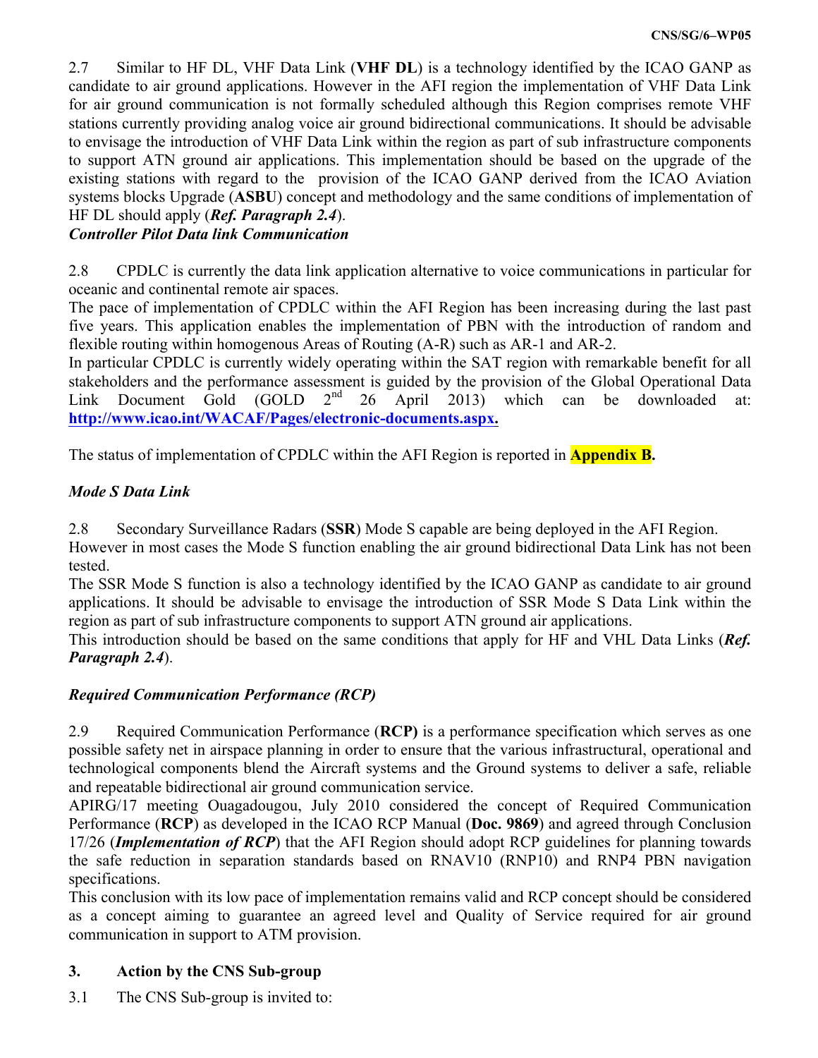2.7 Similar to HF DL, VHF Data Link (**VHF DL**) is a technology identified by the ICAO GANP as candidate to air ground applications. However in the AFI region the implementation of VHF Data Link for air ground communication is not formally scheduled although this Region comprises remote VHF stations currently providing analog voice air ground bidirectional communications. It should be advisable to envisage the introduction of VHF Data Link within the region as part of sub infrastructure components to support ATN ground air applications. This implementation should be based on the upgrade of the existing stations with regard to the provision of the ICAO GANP derived from the ICAO Aviation systems blocks Upgrade (**ASBU**) concept and methodology and the same conditions of implementation of HF DL should apply (***Ref. Paragraph 2.4***).

*Controller Pilot Data link Communication*

2.8 CPDLC is currently the data link application alternative to voice communications in particular for oceanic and continental remote air spaces.

The pace of implementation of CPDLC within the AFI Region has been increasing during the last past five years. This application enables the implementation of PBN with the introduction of random and flexible routing within homogenous Areas of Routing (A-R) such as AR-1 and AR-2.

In particular CPDLC is currently widely operating within the SAT region with remarkable benefit for all stakeholders and the performance assessment is guided by the provision of the Global Operational Data Link Document Gold (GOLD 2nd 26 April 2013) which can be downloaded at: **http://www.icao.int/WACAF/Pages/electronic-documents.aspx.**

The status of implementation of CPDLC within the AFI Region is reported in **Appendix B.**

*Mode S Data Link*

2.8 Secondary Surveillance Radars (**SSR**) Mode S capable are being deployed in the AFI Region.

However in most cases the Mode S function enabling the air ground bidirectional Data Link has not been tested.

The SSR Mode S function is also a technology identified by the ICAO GANP as candidate to air ground applications. It should be advisable to envisage the introduction of SSR Mode S Data Link within the region as part of sub infrastructure components to support ATN ground air applications.

This introduction should be based on the same conditions that apply for HF and VHL Data Links (***Ref. Paragraph 2.4***).

*Required Communication Performance (RCP)*

2.9 Required Communication Performance (**RCP)** is a performance specification which serves as one possible safety net in airspace planning in order to ensure that the various infrastructural, operational and technological components blend the Aircraft systems and the Ground systems to deliver a safe, reliable and repeatable bidirectional air ground communication service.

APIRG/17 meeting Ouagadougou, July 2010 considered the concept of Required Communication Performance (**RCP**) as developed in the ICAO RCP Manual (**Doc. 9869**) and agreed through Conclusion 17/26 (***Implementation of RCP***) that the AFI Region should adopt RCP guidelines for planning towards the safe reduction in separation standards based on RNAV10 (RNP10) and RNP4 PBN navigation specifications.

This conclusion with its low pace of implementation remains valid and RCP concept should be considered as a concept aiming to guarantee an agreed level and Quality of Service required for air ground communication in support to ATM provision.

## 3. Action by the CNS Sub-group

3.1 The CNS Sub-group is invited to: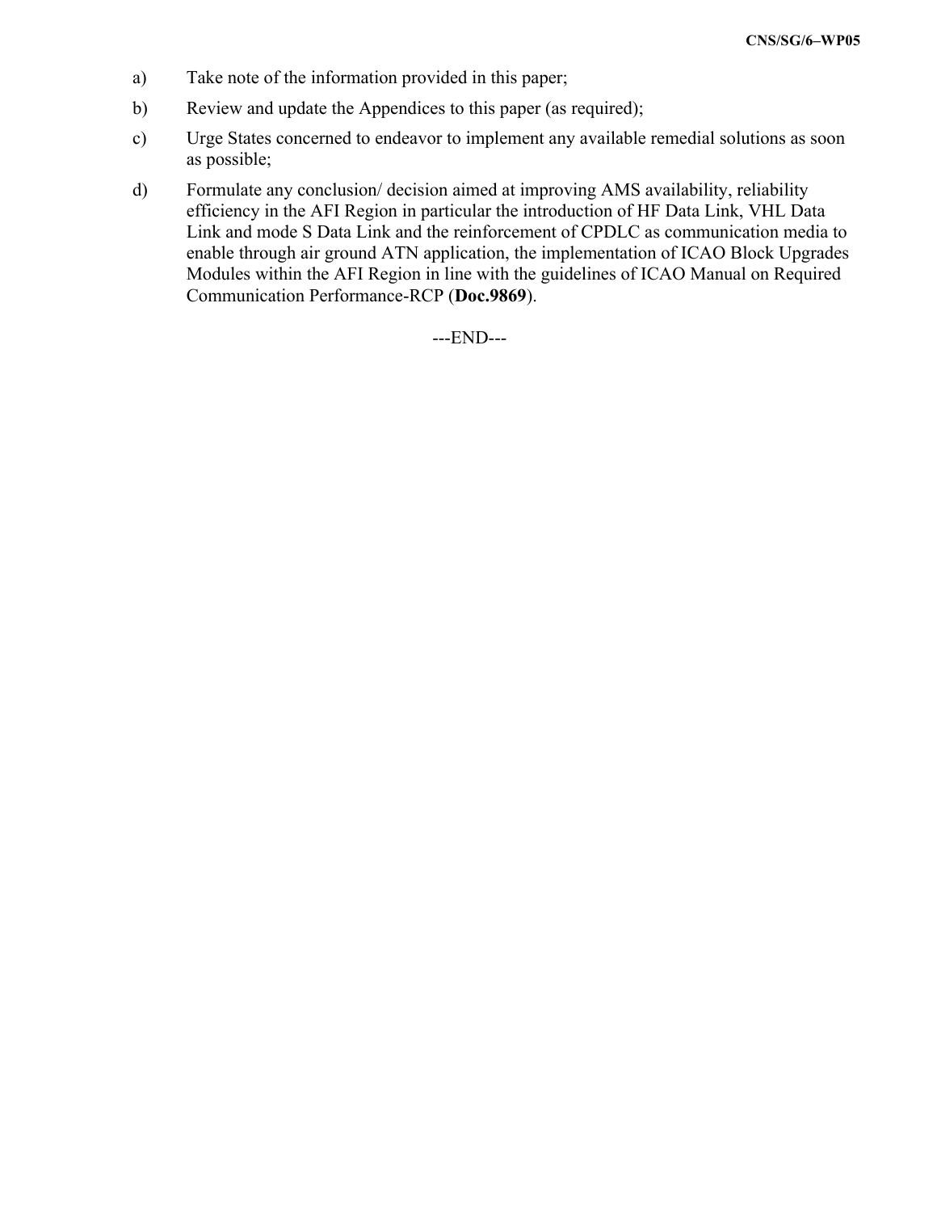a) Take note of the information provided in this paper;

b) Review and update the Appendices to this paper (as required);

c) Urge States concerned to endeavor to implement any available remedial solutions as soon as possible;

d) Formulate any conclusion/ decision aimed at improving AMS availability, reliability efficiency in the AFI Region in particular the introduction of HF Data Link, VHL Data Link and mode S Data Link and the reinforcement of CPDLC as communication media to enable through air ground ATN application, the implementation of ICAO Block Upgrades Modules within the AFI Region in line with the guidelines of ICAO Manual on Required Communication Performance-RCP (**Doc.9869**).

---END---